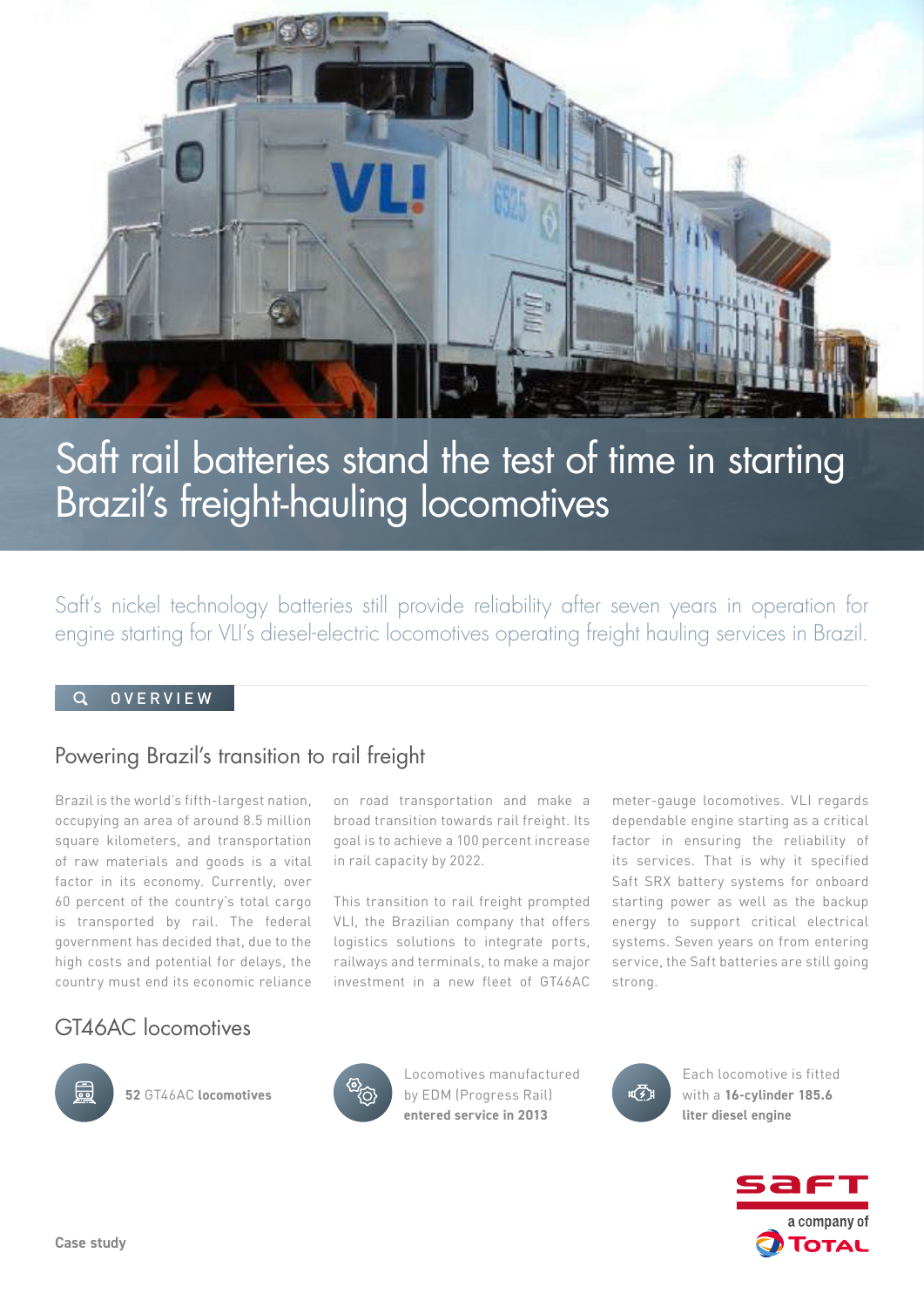# Saft rail batteries stand the test of time in starting Brazil's freight-hauling locomotives

Saft's nickel technology batteries still provide reliability after seven years in operation for engine starting for VLI's diesel-electric locomotives operating freight hauling services in Brazil.

OVERVIEW

## Powering Brazil's transition to rail freight

Brazil is the world's fifth-largest nation, occupying an area of around 8.5 million square kilometers, and transportation of raw materials and goods is a vital factor in its economy. Currently, over 60 percent of the country's total cargo is transported by rail. The federal government has decided that, due to the high costs and potential for delays, the country must end its economic reliance on road transportation and make a broad transition towards rail freight. Its goal is to achieve a 100 percent increase in rail capacity by 2022.

This transition to rail freight prompted VLI, the Brazilian company that offers logistics solutions to integrate ports, railways and terminals, to make a major investment in a new fleet of GT46AC meter-gauge locomotives. VLI regards dependable engine starting as a critical factor in ensuring the reliability of its services. That is why it specified Saft SRX battery systems for onboard starting power as well as the backup energy to support critical electrical systems. Seven years on from entering service, the Saft batteries are still going strong.

## GT46AC locomotives

- **52** GT46AC **locomotives**
- Locomotives manufactured by EDM (Progress Rail) **entered service in 2013**
- Each locomotive is fitted with a **16-cylinder 185.6 liter diesel engine**

Case study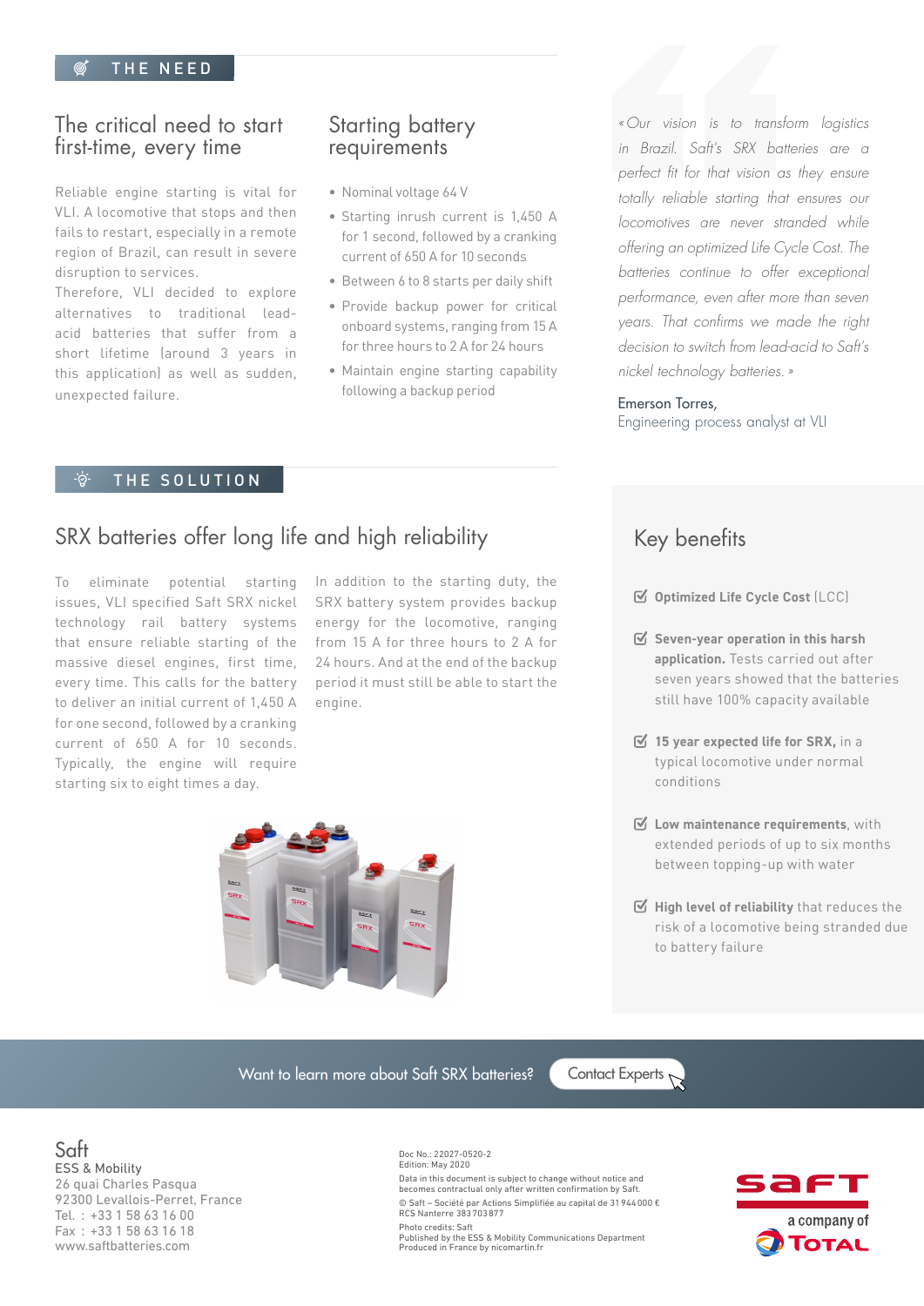## THE NEED

### The critical need to start first-time, every time

Reliable engine starting is vital for VLI. A locomotive that stops and then fails to restart, especially in a remote region of Brazil, can result in severe disruption to services.

Therefore, VLI decided to explore alternatives to traditional lead-acid batteries that suffer from a short lifetime (around 3 years in this application) as well as sudden, unexpected failure.

### Starting battery requirements

- Nominal voltage 64 V
- Starting inrush current is 1,450 A for 1 second, followed by a cranking current of 650 A for 10 seconds
- Between 6 to 8 starts per daily shift
- Provide backup power for critical onboard systems, ranging from 15 A for three hours to 2 A for 24 hours
- Maintain engine starting capability following a backup period

*« Our vision is to transform logistics in Brazil. Saft's SRX batteries are a perfect fit for that vision as they ensure totally reliable starting that ensures our locomotives are never stranded while offering an optimized Life Cycle Cost. The batteries continue to offer exceptional performance, even after more than seven years. That confirms we made the right decision to switch from lead-acid to Saft's nickel technology batteries. »*

Emerson Torres,
Engineering process analyst at VLI

## THE SOLUTION

### SRX batteries offer long life and high reliability

To eliminate potential starting issues, VLI specified Saft SRX nickel technology rail battery systems that ensure reliable starting of the massive diesel engines, first time, every time. This calls for the battery to deliver an initial current of 1,450 A for one second, followed by a cranking current of 650 A for 10 seconds. Typically, the engine will require starting six to eight times a day.

In addition to the starting duty, the SRX battery system provides backup energy for the locomotive, ranging from 15 A for three hours to 2 A for 24 hours. And at the end of the backup period it must still be able to start the engine.

## Key benefits

- **Optimized Life Cycle Cost** (LCC)
- **Seven-year operation in this harsh application.** Tests carried out after seven years showed that the batteries still have 100% capacity available
- **15 year expected life for SRX,** in a typical locomotive under normal conditions
- **Low maintenance requirements**, with extended periods of up to six months between topping-up with water
- **High level of reliability** that reduces the risk of a locomotive being stranded due to battery failure

Want to learn more about Saft SRX batteries? Contact Experts

Saft
ESS & Mobility
26 quai Charles Pasqua
92300 Levallois-Perret, France
Tel. : +33 1 58 63 16 00
Fax : +33 1 58 63 16 18
www.saftbatteries.com

Doc No.: 22027-0520-2
Edition: May 2020
Data in this document is subject to change without notice and becomes contractual only after written confirmation by Saft.
© Saft – Société par Actions Simplifiée au capital de 31 944 000 €
RCS Nanterre 383 703 877
Photo credits: Saft
Published by the ESS & Mobility Communications Department
Produced in France by nicomartin.fr

saft
a company of TOTAL